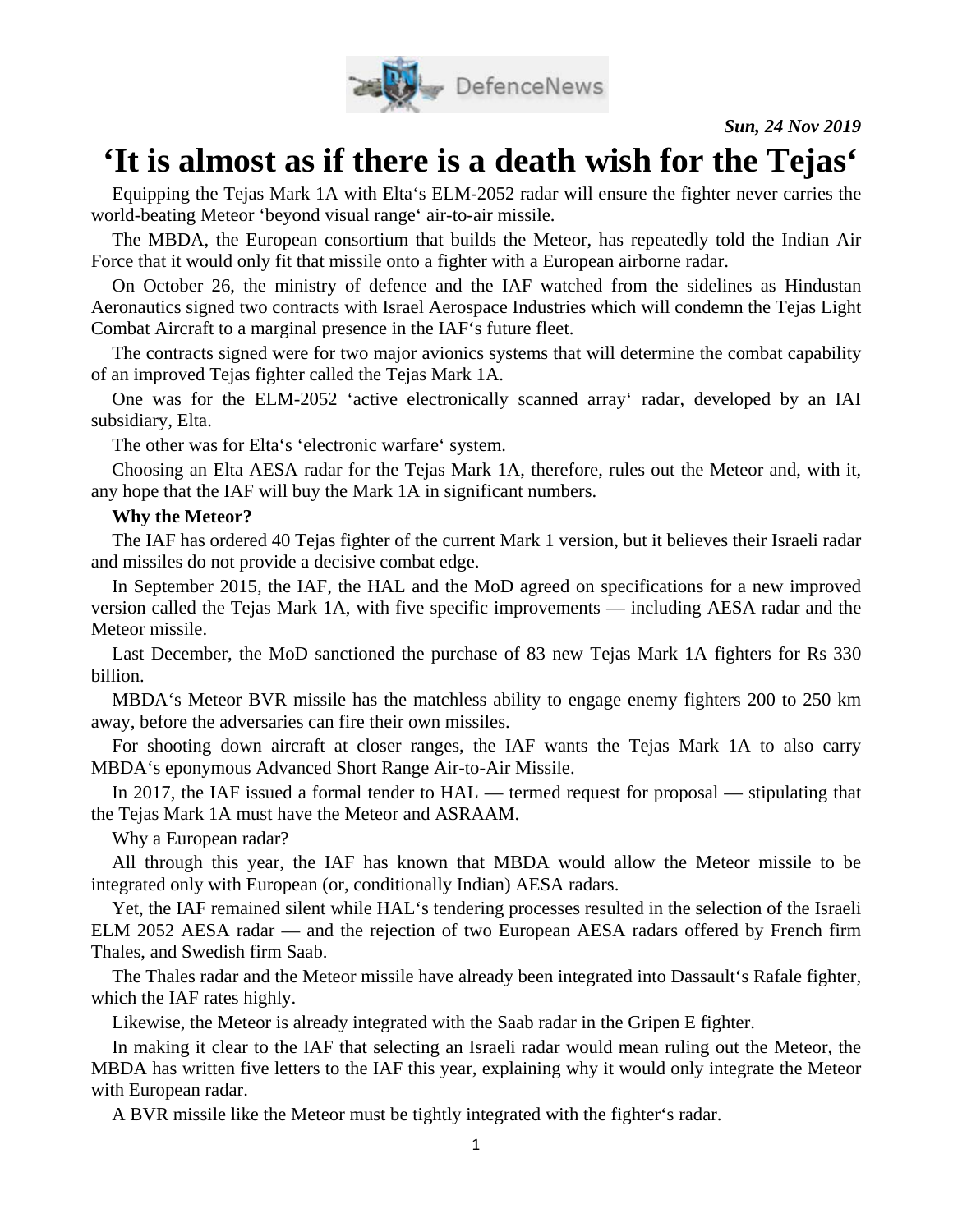*Sun, 24 Nov 2019*

# ‘It is almost as if there is a death wish for the Tejas‘

Equipping the Tejas Mark 1A with Elta‘s ELM-2052 radar will ensure the fighter never carries the world-beating Meteor ‘beyond visual range‘ air-to-air missile.

The MBDA, the European consortium that builds the Meteor, has repeatedly told the Indian Air Force that it would only fit that missile onto a fighter with a European airborne radar.

On October 26, the ministry of defence and the IAF watched from the sidelines as Hindustan Aeronautics signed two contracts with Israel Aerospace Industries which will condemn the Tejas Light Combat Aircraft to a marginal presence in the IAF‘s future fleet.

The contracts signed were for two major avionics systems that will determine the combat capability of an improved Tejas fighter called the Tejas Mark 1A.

One was for the ELM-2052 ‘active electronically scanned array‘ radar, developed by an IAI subsidiary, Elta.

The other was for Elta‘s ‘electronic warfare‘ system.

Choosing an Elta AESA radar for the Tejas Mark 1A, therefore, rules out the Meteor and, with it, any hope that the IAF will buy the Mark 1A in significant numbers.

**Why the Meteor?**

The IAF has ordered 40 Tejas fighter of the current Mark 1 version, but it believes their Israeli radar and missiles do not provide a decisive combat edge.

In September 2015, the IAF, the HAL and the MoD agreed on specifications for a new improved version called the Tejas Mark 1A, with five specific improvements — including AESA radar and the Meteor missile.

Last December, the MoD sanctioned the purchase of 83 new Tejas Mark 1A fighters for Rs 330 billion.

MBDA‘s Meteor BVR missile has the matchless ability to engage enemy fighters 200 to 250 km away, before the adversaries can fire their own missiles.

For shooting down aircraft at closer ranges, the IAF wants the Tejas Mark 1A to also carry MBDA‘s eponymous Advanced Short Range Air-to-Air Missile.

In 2017, the IAF issued a formal tender to HAL — termed request for proposal — stipulating that the Tejas Mark 1A must have the Meteor and ASRAAM.

Why a European radar?

All through this year, the IAF has known that MBDA would allow the Meteor missile to be integrated only with European (or, conditionally Indian) AESA radars.

Yet, the IAF remained silent while HAL‘s tendering processes resulted in the selection of the Israeli ELM 2052 AESA radar — and the rejection of two European AESA radars offered by French firm Thales, and Swedish firm Saab.

The Thales radar and the Meteor missile have already been integrated into Dassault‘s Rafale fighter, which the IAF rates highly.

Likewise, the Meteor is already integrated with the Saab radar in the Gripen E fighter.

In making it clear to the IAF that selecting an Israeli radar would mean ruling out the Meteor, the MBDA has written five letters to the IAF this year, explaining why it would only integrate the Meteor with European radar.

A BVR missile like the Meteor must be tightly integrated with the fighter‘s radar.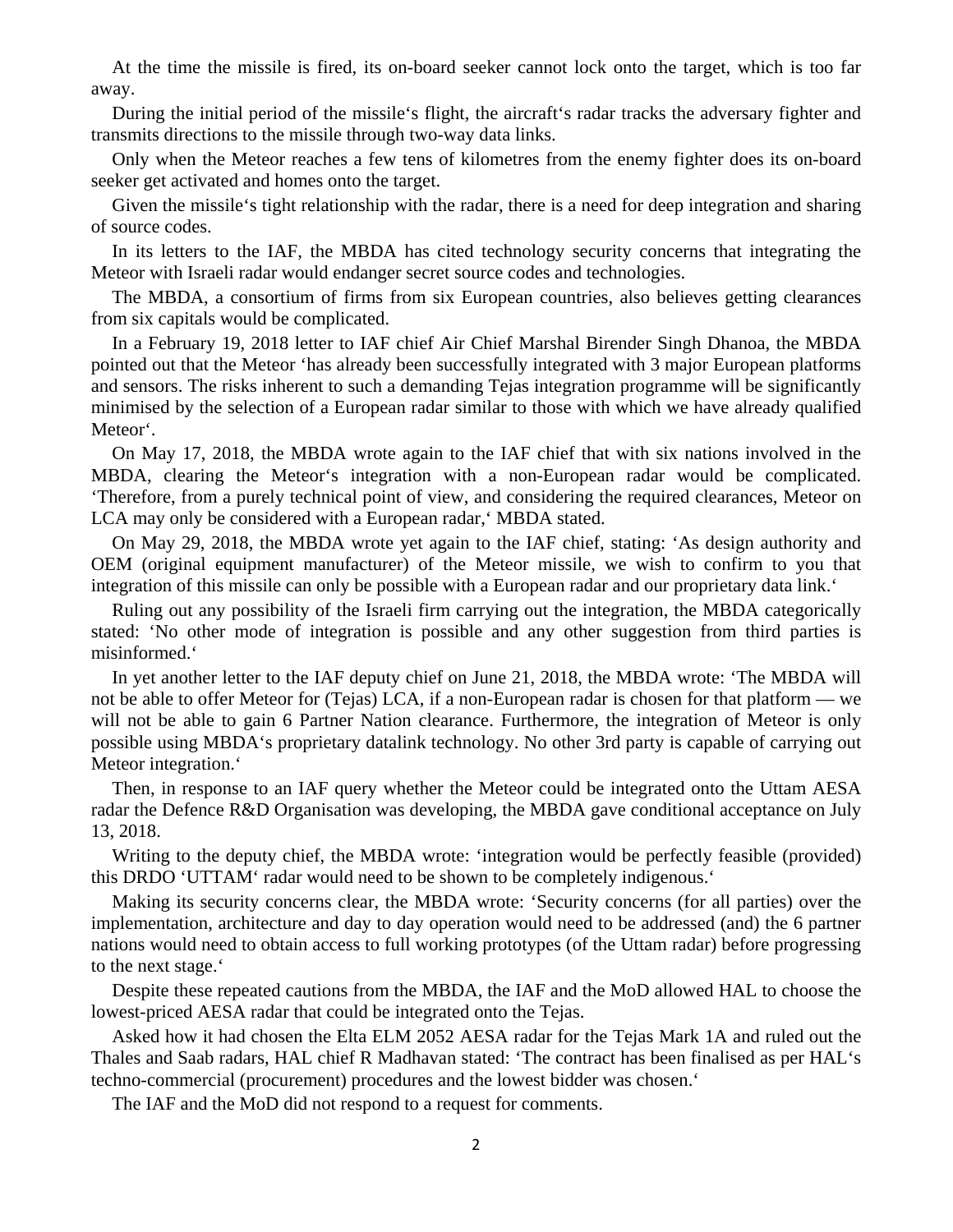At the time the missile is fired, its on-board seeker cannot lock onto the target, which is too far away.

During the initial period of the missile‘s flight, the aircraft‘s radar tracks the adversary fighter and transmits directions to the missile through two-way data links.

Only when the Meteor reaches a few tens of kilometres from the enemy fighter does its on-board seeker get activated and homes onto the target.

Given the missile‘s tight relationship with the radar, there is a need for deep integration and sharing of source codes.

In its letters to the IAF, the MBDA has cited technology security concerns that integrating the Meteor with Israeli radar would endanger secret source codes and technologies.

The MBDA, a consortium of firms from six European countries, also believes getting clearances from six capitals would be complicated.

In a February 19, 2018 letter to IAF chief Air Chief Marshal Birender Singh Dhanoa, the MBDA pointed out that the Meteor ‘has already been successfully integrated with 3 major European platforms and sensors. The risks inherent to such a demanding Tejas integration programme will be significantly minimised by the selection of a European radar similar to those with which we have already qualified Meteor‘.

On May 17, 2018, the MBDA wrote again to the IAF chief that with six nations involved in the MBDA, clearing the Meteor‘s integration with a non-European radar would be complicated. ‘Therefore, from a purely technical point of view, and considering the required clearances, Meteor on LCA may only be considered with a European radar,‘ MBDA stated.

On May 29, 2018, the MBDA wrote yet again to the IAF chief, stating: ‘As design authority and OEM (original equipment manufacturer) of the Meteor missile, we wish to confirm to you that integration of this missile can only be possible with a European radar and our proprietary data link.‘

Ruling out any possibility of the Israeli firm carrying out the integration, the MBDA categorically stated: ‘No other mode of integration is possible and any other suggestion from third parties is misinformed.‘

In yet another letter to the IAF deputy chief on June 21, 2018, the MBDA wrote: ‘The MBDA will not be able to offer Meteor for (Tejas) LCA, if a non-European radar is chosen for that platform — we will not be able to gain 6 Partner Nation clearance. Furthermore, the integration of Meteor is only possible using MBDA‘s proprietary datalink technology. No other 3rd party is capable of carrying out Meteor integration.‘

Then, in response to an IAF query whether the Meteor could be integrated onto the Uttam AESA radar the Defence R&D Organisation was developing, the MBDA gave conditional acceptance on July 13, 2018.

Writing to the deputy chief, the MBDA wrote: ‘integration would be perfectly feasible (provided) this DRDO ‘UTTAM‘ radar would need to be shown to be completely indigenous.‘

Making its security concerns clear, the MBDA wrote: ‘Security concerns (for all parties) over the implementation, architecture and day to day operation would need to be addressed (and) the 6 partner nations would need to obtain access to full working prototypes (of the Uttam radar) before progressing to the next stage.‘

Despite these repeated cautions from the MBDA, the IAF and the MoD allowed HAL to choose the lowest-priced AESA radar that could be integrated onto the Tejas.

Asked how it had chosen the Elta ELM 2052 AESA radar for the Tejas Mark 1A and ruled out the Thales and Saab radars, HAL chief R Madhavan stated: ‘The contract has been finalised as per HAL‘s techno-commercial (procurement) procedures and the lowest bidder was chosen.‘

The IAF and the MoD did not respond to a request for comments.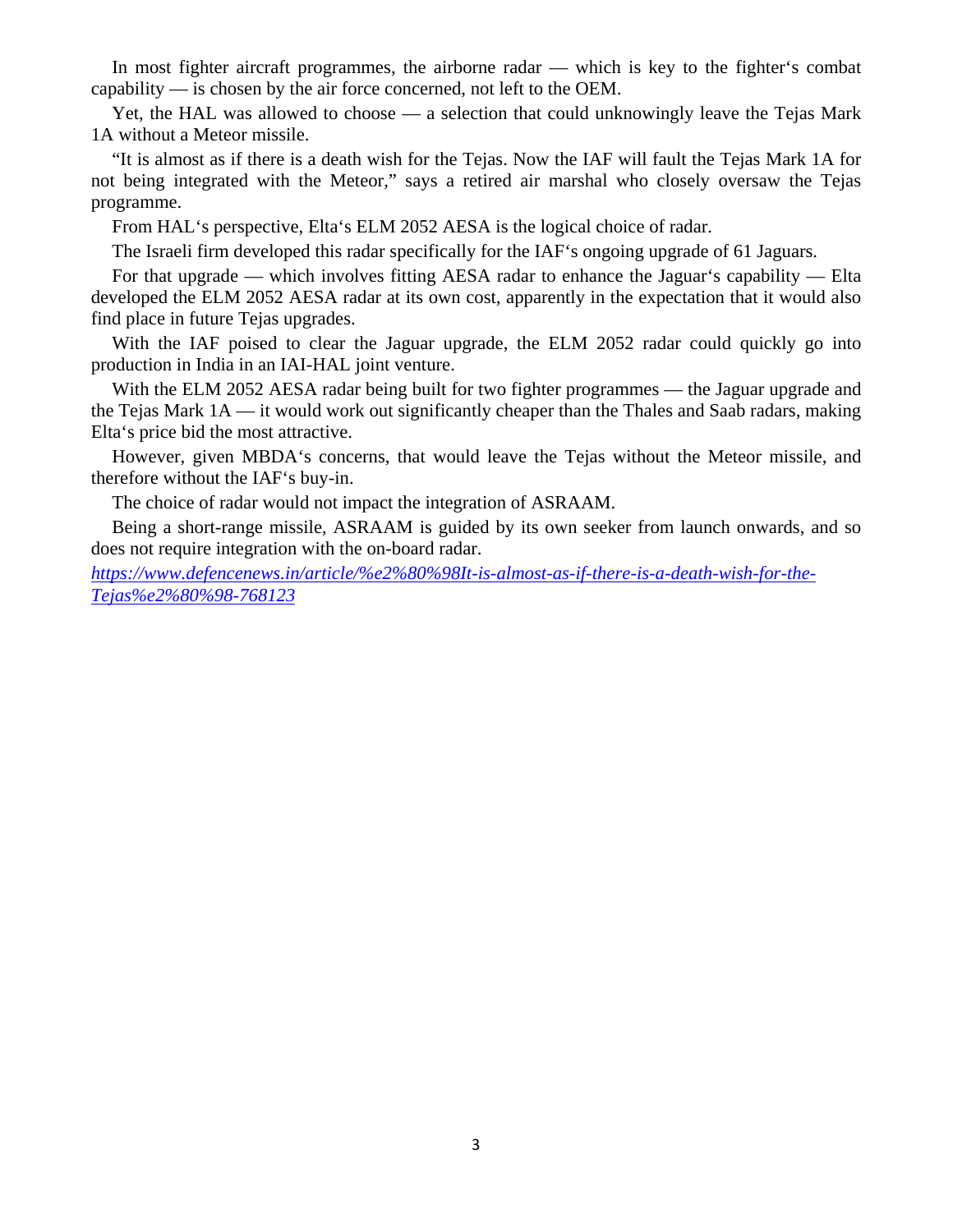In most fighter aircraft programmes, the airborne radar — which is key to the fighter's combat capability — is chosen by the air force concerned, not left to the OEM.

Yet, the HAL was allowed to choose — a selection that could unknowingly leave the Tejas Mark 1A without a Meteor missile.

"It is almost as if there is a death wish for the Tejas. Now the IAF will fault the Tejas Mark 1A for not being integrated with the Meteor," says a retired air marshal who closely oversaw the Tejas programme.

From HAL's perspective, Elta's ELM 2052 AESA is the logical choice of radar.

The Israeli firm developed this radar specifically for the IAF's ongoing upgrade of 61 Jaguars.

For that upgrade — which involves fitting AESA radar to enhance the Jaguar's capability — Elta developed the ELM 2052 AESA radar at its own cost, apparently in the expectation that it would also find place in future Tejas upgrades.

With the IAF poised to clear the Jaguar upgrade, the ELM 2052 radar could quickly go into production in India in an IAI-HAL joint venture.

With the ELM 2052 AESA radar being built for two fighter programmes — the Jaguar upgrade and the Tejas Mark 1A — it would work out significantly cheaper than the Thales and Saab radars, making Elta's price bid the most attractive.

However, given MBDA's concerns, that would leave the Tejas without the Meteor missile, and therefore without the IAF's buy-in.

The choice of radar would not impact the integration of ASRAAM.

Being a short-range missile, ASRAAM is guided by its own seeker from launch onwards, and so does not require integration with the on-board radar.

*https://www.defencenews.in/article/%e2%80%98It-is-almost-as-if-there-is-a-death-wish-for-the-Tejas%e2%80%98-768123*